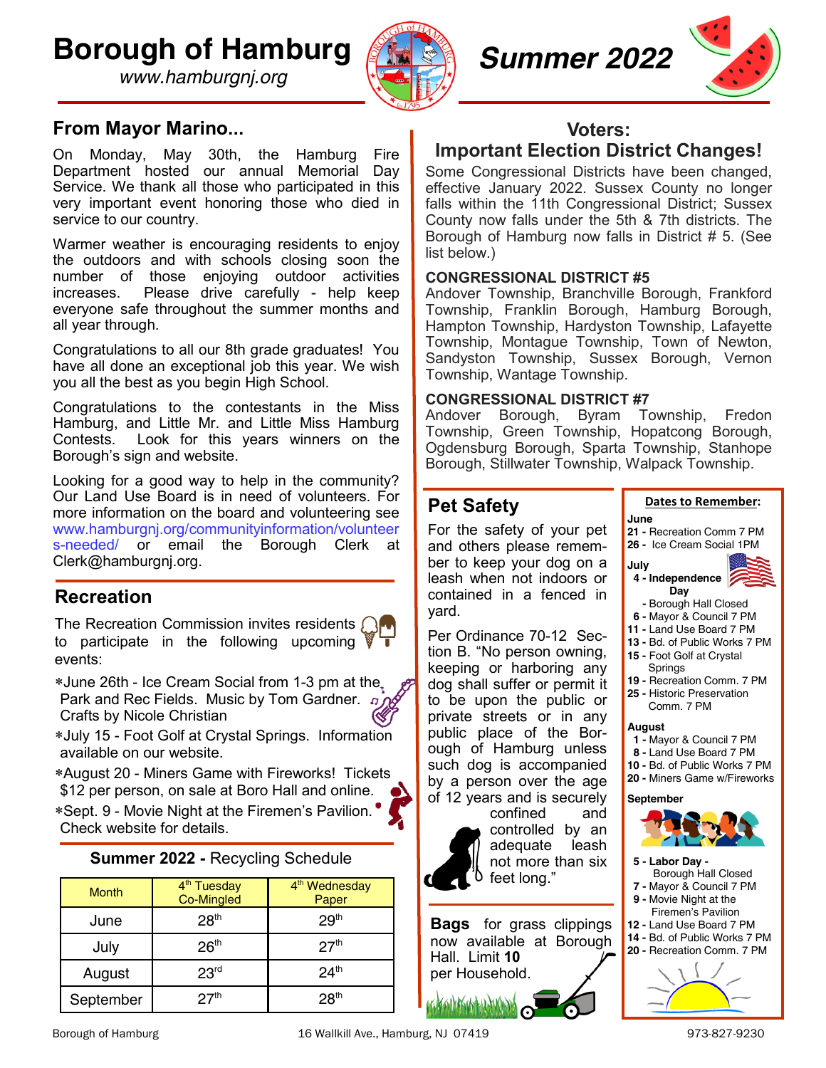# Borough of Hamburg

*www.hamburgnj.org*

# *Summer 2022*

## From Mayor Marino...

On Monday, May 30th, the Hamburg Fire Department hosted our annual Memorial Day Service. We thank all those who participated in this very important event honoring those who died in service to our country.

Warmer weather is encouraging residents to enjoy the outdoors and with schools closing soon the number of those enjoying outdoor activities increases. Please drive carefully - help keep everyone safe throughout the summer months and all year through.

Congratulations to all our 8th grade graduates! You have all done an exceptional job this year. We wish you all the best as you begin High School.

Congratulations to the contestants in the Miss Hamburg, and Little Mr. and Little Miss Hamburg Contests. Look for this years winners on the Borough's sign and website.

Looking for a good way to help in the community? Our Land Use Board is in need of volunteers. For more information on the board and volunteering see www.hamburgnj.org/communityinformation/volunteers-needed/ or email the Borough Clerk at Clerk@hamburgnj.org.

## Recreation

The Recreation Commission invites residents to participate in the following upcoming events:

- June 26th - Ice Cream Social from 1-3 pm at the Park and Rec Fields. Music by Tom Gardner. Crafts by Nicole Christian
- July 15 - Foot Golf at Crystal Springs. Information available on our website.
- August 20 - Miners Game with Fireworks! Tickets $12 per person, on sale at Boro Hall and online.
- Sept. 9 - Movie Night at the Firemen's Pavilion. Check website for details.

### Summer 2022 - Recycling Schedule

| Month | 4th Tuesday Co-Mingled | 4th Wednesday Paper |
|---|---|---|
| June | 28th | 29th |
| July | 26th | 27th |
| August | 23rd | 24th |
| September | 27th | 28th |

## Voters: Important Election District Changes!

Some Congressional Districts have been changed, effective January 2022. Sussex County no longer falls within the 11th Congressional District; Sussex County now falls under the 5th & 7th districts. The Borough of Hamburg now falls in District # 5. (See list below.)

**CONGRESSIONAL DISTRICT #5**

Andover Township, Branchville Borough, Frankford Township, Franklin Borough, Hamburg Borough, Hampton Township, Hardyston Township, Lafayette Township, Montague Township, Town of Newton, Sandyston Township, Sussex Borough, Vernon Township, Wantage Township.

**CONGRESSIONAL DISTRICT #7**

Andover Borough, Byram Township, Fredon Township, Green Township, Hopatcong Borough, Ogdensburg Borough, Sparta Township, Stanhope Borough, Stillwater Township, Walpack Township.

## Pet Safety

For the safety of your pet and others please remember to keep your dog on a leash when not indoors or contained in a fenced in yard.

Per Ordinance 70-12 Section B. "No person owning, keeping or harboring any dog shall suffer or permit it to be upon the public or private streets or in any public place of the Borough of Hamburg unless such dog is accompanied by a person over the age of 12 years and is securely confined and controlled by an adequate leash not more than six feet long."

**Bags** for grass clippings now available at Borough Hall. Limit **10** per Household.

### Dates to Remember:

**June**
- **21 -** Recreation Comm 7 PM
- **26 -** Ice Cream Social 1PM

**July**
- **4 - Independence Day** - Borough Hall Closed
- **6 -** Mayor & Council 7 PM
- **11 -** Land Use Board 7 PM
- **13 -** Bd. of Public Works 7 PM
- **15 -** Foot Golf at Crystal Springs
- **19 -** Recreation Comm. 7 PM
- **25 -** Historic Preservation Comm. 7 PM

**August**
- **1 -** Mayor & Council 7 PM
- **8 -** Land Use Board 7 PM
- **10 -** Bd. of Public Works 7 PM
- **20 -** Miners Game w/Fireworks

**September**
- **5 - Labor Day** - Borough Hall Closed
- **7 -** Mayor & Council 7 PM
- **9 -** Movie Night at the Firemen's Pavilion
- **12 -** Land Use Board 7 PM
- **14 -** Bd. of Public Works 7 PM
- **20 -** Recreation Comm. 7 PM

Borough of Hamburg 16 Wallkill Ave., Hamburg, NJ 07419 973-827-9230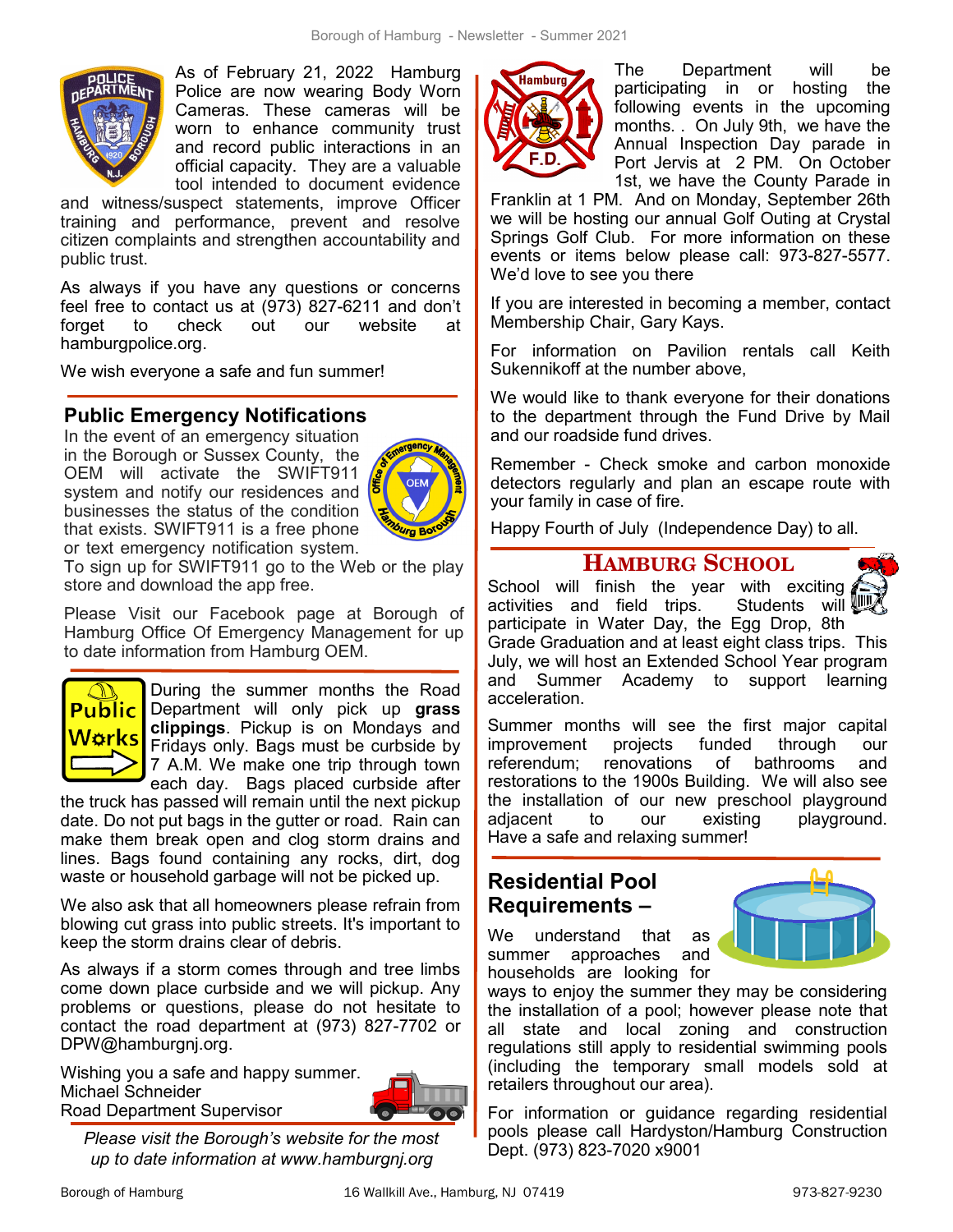As of February 21, 2022 Hamburg Police are now wearing Body Worn Cameras. These cameras will be worn to enhance community trust and record public interactions in an official capacity. They are a valuable tool intended to document evidence and witness/suspect statements, improve Officer training and performance, prevent and resolve citizen complaints and strengthen accountability and public trust.

As always if you have any questions or concerns feel free to contact us at (973) 827-6211 and don't forget to check out our website at hamburgpolice.org.

We wish everyone a safe and fun summer!

## Public Emergency Notifications

In the event of an emergency situation in the Borough or Sussex County, the OEM will activate the SWIFT911 system and notify our residences and businesses the status of the condition that exists. SWIFT911 is a free phone or text emergency notification system. To sign up for SWIFT911 go to the Web or the play store and download the app free.

Please Visit our Facebook page at Borough of Hamburg Office Of Emergency Management for up to date information from Hamburg OEM.

During the summer months the Road Department will only pick up **grass clippings**. Pickup is on Mondays and Fridays only. Bags must be curbside by 7 A.M. We make one trip through town each day. Bags placed curbside after the truck has passed will remain until the next pickup date. Do not put bags in the gutter or road. Rain can make them break open and clog storm drains and lines. Bags found containing any rocks, dirt, dog waste or household garbage will not be picked up.

We also ask that all homeowners please refrain from blowing cut grass into public streets. It's important to keep the storm drains clear of debris.

As always if a storm comes through and tree limbs come down place curbside and we will pickup. Any problems or questions, please do not hesitate to contact the road department at (973) 827-7702 or DPW@hamburgnj.org.

Wishing you a safe and happy summer.
Michael Schneider
Road Department Supervisor

*Please visit the Borough's website for the most up to date information at www.hamburgnj.org*

The Department will be participating in or hosting the following events in the upcoming months. . On July 9th, we have the Annual Inspection Day parade in Port Jervis at 2 PM. On October 1st, we have the County Parade in Franklin at 1 PM. And on Monday, September 26th we will be hosting our annual Golf Outing at Crystal Springs Golf Club. For more information on these events or items below please call: 973-827-5577. We'd love to see you there

If you are interested in becoming a member, contact Membership Chair, Gary Kays.

For information on Pavilion rentals call Keith Sukennikoff at the number above,

We would like to thank everyone for their donations to the department through the Fund Drive by Mail and our roadside fund drives.

Remember - Check smoke and carbon monoxide detectors regularly and plan an escape route with your family in case of fire.

Happy Fourth of July (Independence Day) to all.

## Hamburg School

School will finish the year with exciting activities and field trips. Students will participate in Water Day, the Egg Drop, 8th Grade Graduation and at least eight class trips. This July, we will host an Extended School Year program and Summer Academy to support learning acceleration.

Summer months will see the first major capital improvement projects funded through our referendum; renovations of bathrooms and restorations to the 1900s Building. We will also see the installation of our new preschool playground adjacent to our existing playground. Have a safe and relaxing summer!

## Residential Pool Requirements –

We understand that as summer approaches and households are looking for ways to enjoy the summer they may be considering the installation of a pool; however please note that all state and local zoning and construction regulations still apply to residential swimming pools (including the temporary small models sold at retailers throughout our area).

For information or guidance regarding residential pools please call Hardyston/Hamburg Construction Dept. (973) 823-7020 x9001